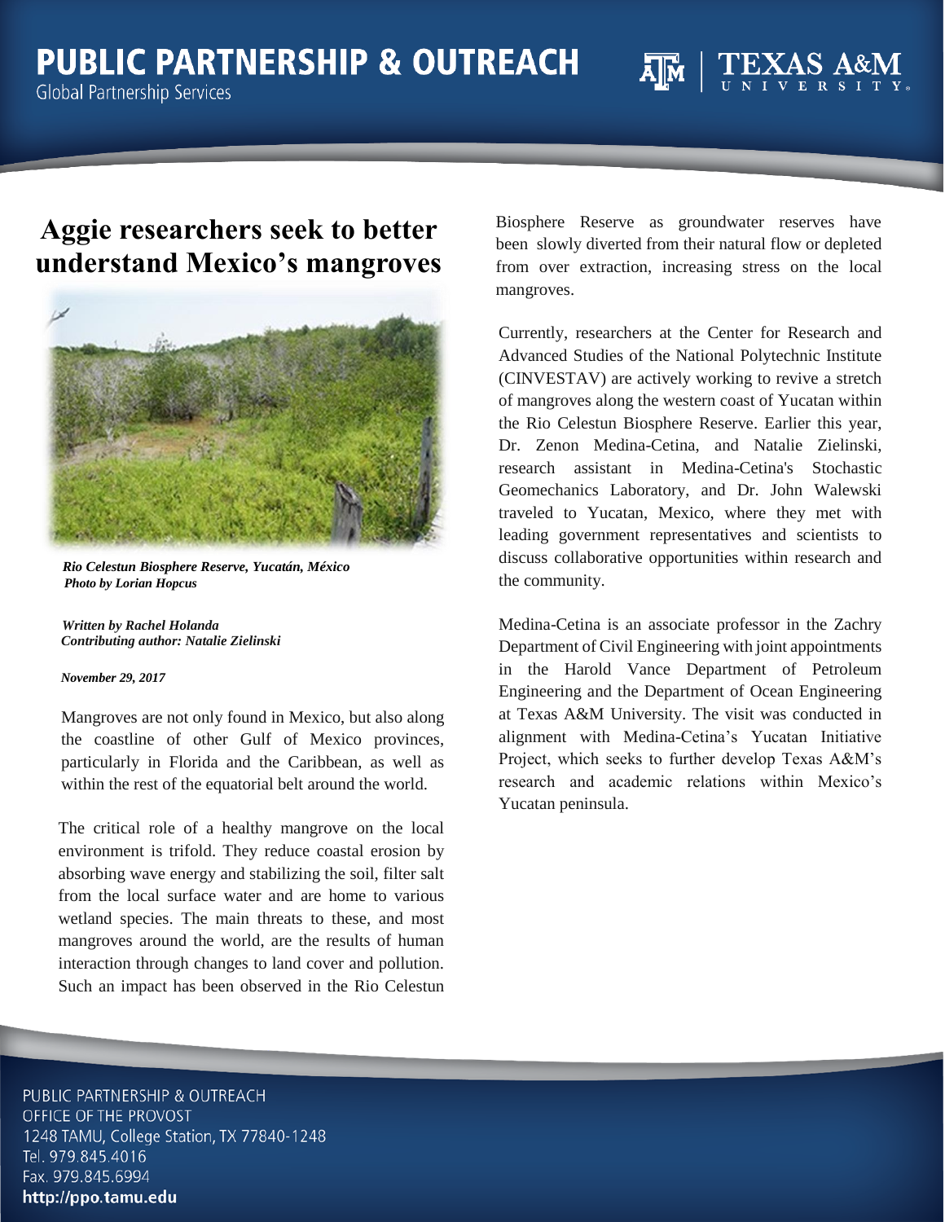# Aggie researchers seek to better understand Mexico's mangroves

*Rio Celestun Biosphere Reserve, Yucatán, México*
*Photo by Lorian Hopcus*

*Written by Rachel Holanda*
*Contributing author: Natalie Zielinski*

*November 29, 2017*

Mangroves are not only found in Mexico, but also along the coastline of other Gulf of Mexico provinces, particularly in Florida and the Caribbean, as well as within the rest of the equatorial belt around the world.

The critical role of a healthy mangrove on the local environment is trifold. They reduce coastal erosion by absorbing wave energy and stabilizing the soil, filter salt from the local surface water and are home to various wetland species. The main threats to these, and most mangroves around the world, are the results of human interaction through changes to land cover and pollution. Such an impact has been observed in the Rio Celestun Biosphere Reserve as groundwater reserves have been slowly diverted from their natural flow or depleted from over extraction, increasing stress on the local mangroves.

Currently, researchers at the Center for Research and Advanced Studies of the National Polytechnic Institute (CINVESTAV) are actively working to revive a stretch of mangroves along the western coast of Yucatan within the Rio Celestun Biosphere Reserve. Earlier this year, Dr. Zenon Medina-Cetina, and Natalie Zielinski, research assistant in Medina-Cetina's Stochastic Geomechanics Laboratory, and Dr. John Walewski traveled to Yucatan, Mexico, where they met with leading government representatives and scientists to discuss collaborative opportunities within research and the community.

Medina-Cetina is an associate professor in the Zachry Department of Civil Engineering with joint appointments in the Harold Vance Department of Petroleum Engineering and the Department of Ocean Engineering at Texas A&M University. The visit was conducted in alignment with Medina-Cetina's Yucatan Initiative Project, which seeks to further develop Texas A&M's research and academic relations within Mexico's Yucatan peninsula.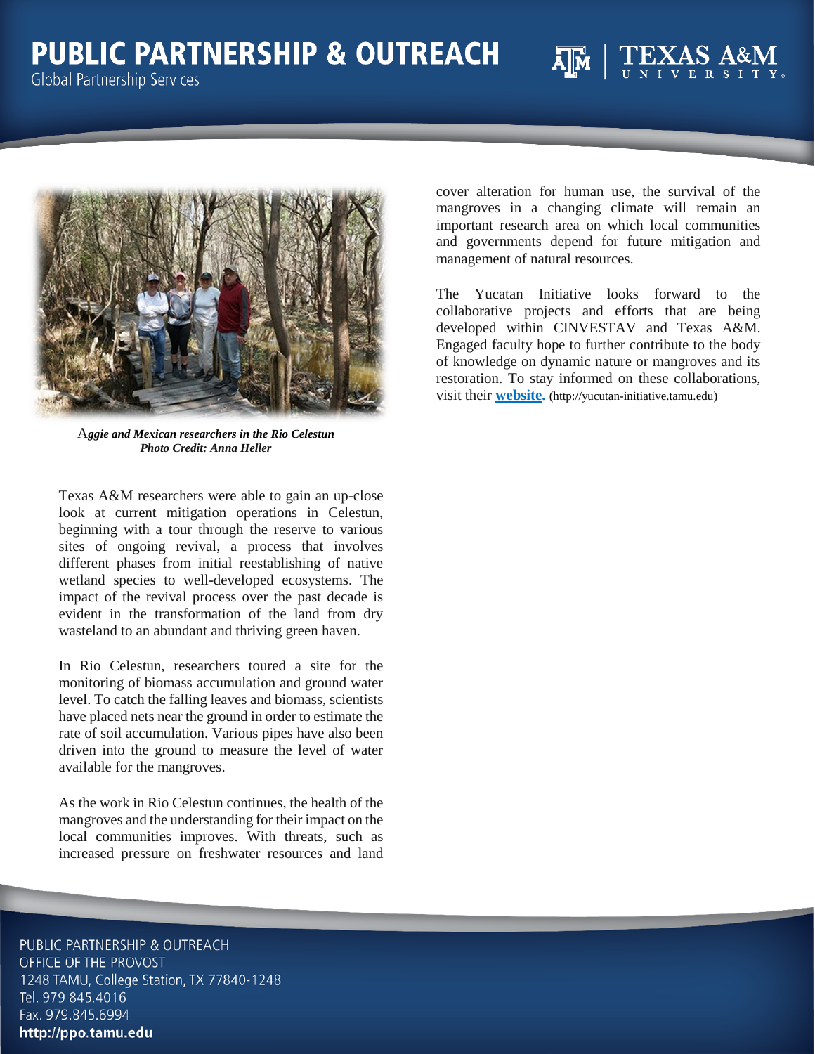*Aggie and Mexican researchers in the Rio Celestun*
*Photo Credit: Anna Heller*

Texas A&M researchers were able to gain an up-close look at current mitigation operations in Celestun, beginning with a tour through the reserve to various sites of ongoing revival, a process that involves different phases from initial reestablishing of native wetland species to well-developed ecosystems. The impact of the revival process over the past decade is evident in the transformation of the land from dry wasteland to an abundant and thriving green haven.

In Rio Celestun, researchers toured a site for the monitoring of biomass accumulation and ground water level. To catch the falling leaves and biomass, scientists have placed nets near the ground in order to estimate the rate of soil accumulation. Various pipes have also been driven into the ground to measure the level of water available for the mangroves.

As the work in Rio Celestun continues, the health of the mangroves and the understanding for their impact on the local communities improves. With threats, such as increased pressure on freshwater resources and land cover alteration for human use, the survival of the mangroves in a changing climate will remain an important research area on which local communities and governments depend for future mitigation and management of natural resources.

The Yucatan Initiative looks forward to the collaborative projects and efforts that are being developed within CINVESTAV and Texas A&M. Engaged faculty hope to further contribute to the body of knowledge on dynamic nature or mangroves and its restoration. To stay informed on these collaborations, visit their **website.** (http://yucutan-initiative.tamu.edu)

PUBLIC PARTNERSHIP & OUTREACH
OFFICE OF THE PROVOST
1248 TAMU, College Station, TX 77840-1248
Tel. 979.845.4016
Fax. 979.845.6994
**http://ppo.tamu.edu**